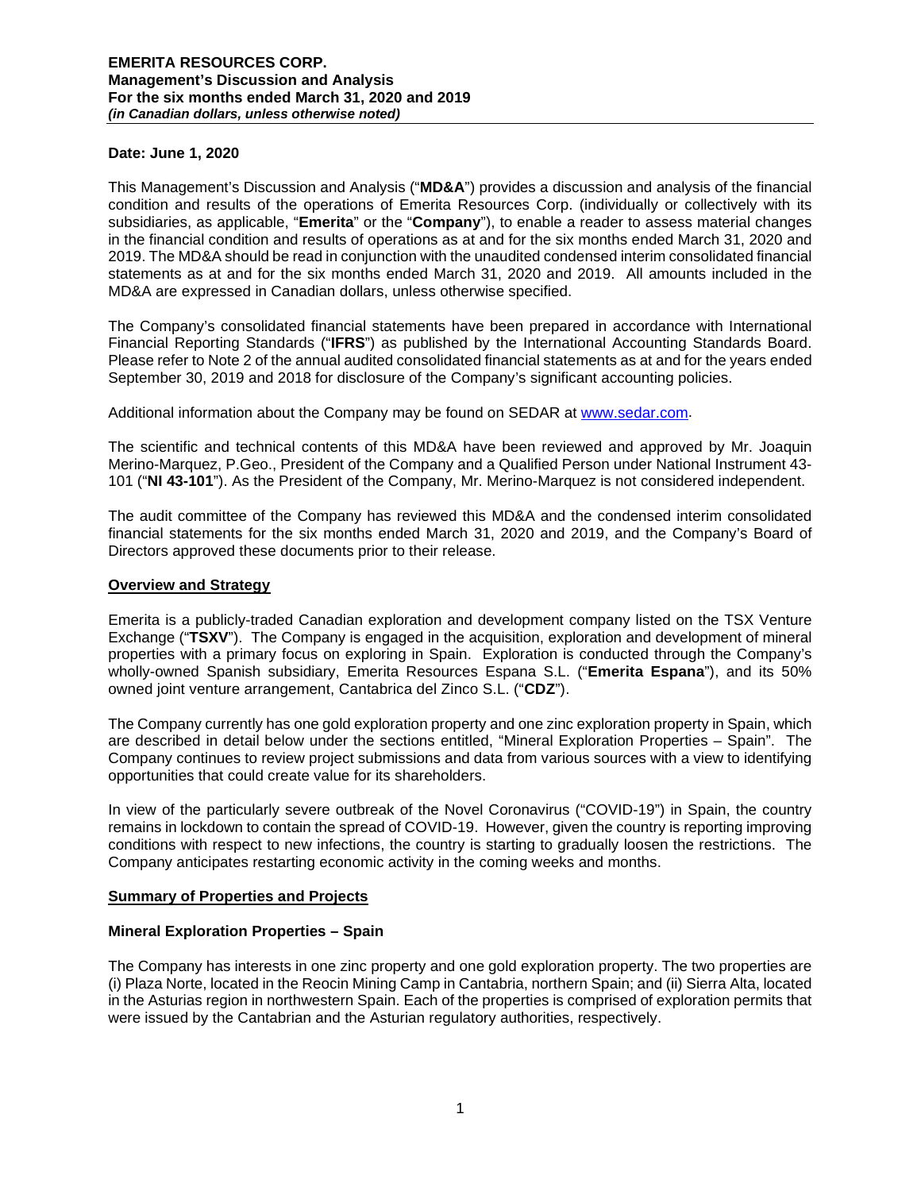# EMERITA RESOURCES CORP.
## Management's Discussion and Analysis
## For the six months ended March 31, 2020 and 2019
*(in Canadian dollars, unless otherwise noted)*

**Date: June 1, 2020**

This Management's Discussion and Analysis ("**MD&A**") provides a discussion and analysis of the financial condition and results of the operations of Emerita Resources Corp. (individually or collectively with its subsidiaries, as applicable, "**Emerita**" or the "**Company**"), to enable a reader to assess material changes in the financial condition and results of operations as at and for the six months ended March 31, 2020 and 2019. The MD&A should be read in conjunction with the unaudited condensed interim consolidated financial statements as at and for the six months ended March 31, 2020 and 2019. All amounts included in the MD&A are expressed in Canadian dollars, unless otherwise specified.

The Company's consolidated financial statements have been prepared in accordance with International Financial Reporting Standards ("**IFRS**") as published by the International Accounting Standards Board. Please refer to Note 2 of the annual audited consolidated financial statements as at and for the years ended September 30, 2019 and 2018 for disclosure of the Company's significant accounting policies.

Additional information about the Company may be found on SEDAR at www.sedar.com.

The scientific and technical contents of this MD&A have been reviewed and approved by Mr. Joaquin Merino-Marquez, P.Geo., President of the Company and a Qualified Person under National Instrument 43-101 ("**NI 43-101**"). As the President of the Company, Mr. Merino-Marquez is not considered independent.

The audit committee of the Company has reviewed this MD&A and the condensed interim consolidated financial statements for the six months ended March 31, 2020 and 2019, and the Company's Board of Directors approved these documents prior to their release.

## Overview and Strategy

Emerita is a publicly-traded Canadian exploration and development company listed on the TSX Venture Exchange ("**TSXV**"). The Company is engaged in the acquisition, exploration and development of mineral properties with a primary focus on exploring in Spain. Exploration is conducted through the Company's wholly-owned Spanish subsidiary, Emerita Resources Espana S.L. ("**Emerita Espana**"), and its 50% owned joint venture arrangement, Cantabrica del Zinco S.L. ("**CDZ**").

The Company currently has one gold exploration property and one zinc exploration property in Spain, which are described in detail below under the sections entitled, "Mineral Exploration Properties – Spain". The Company continues to review project submissions and data from various sources with a view to identifying opportunities that could create value for its shareholders.

In view of the particularly severe outbreak of the Novel Coronavirus ("COVID-19") in Spain, the country remains in lockdown to contain the spread of COVID-19. However, given the country is reporting improving conditions with respect to new infections, the country is starting to gradually loosen the restrictions. The Company anticipates restarting economic activity in the coming weeks and months.

## Summary of Properties and Projects

### Mineral Exploration Properties – Spain

The Company has interests in one zinc property and one gold exploration property. The two properties are (i) Plaza Norte, located in the Reocin Mining Camp in Cantabria, northern Spain; and (ii) Sierra Alta, located in the Asturias region in northwestern Spain. Each of the properties is comprised of exploration permits that were issued by the Cantabrian and the Asturian regulatory authorities, respectively.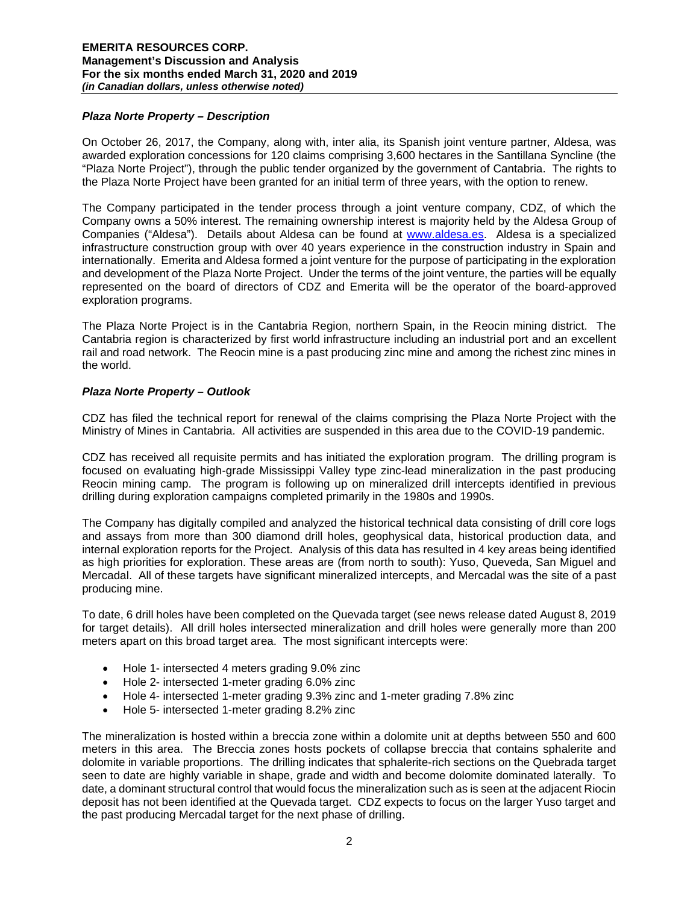### *Plaza Norte Property – Description*

On October 26, 2017, the Company, along with, inter alia, its Spanish joint venture partner, Aldesa, was awarded exploration concessions for 120 claims comprising 3,600 hectares in the Santillana Syncline (the "Plaza Norte Project"), through the public tender organized by the government of Cantabria. The rights to the Plaza Norte Project have been granted for an initial term of three years, with the option to renew.

The Company participated in the tender process through a joint venture company, CDZ, of which the Company owns a 50% interest. The remaining ownership interest is majority held by the Aldesa Group of Companies ("Aldesa"). Details about Aldesa can be found at [www.aldesa.es](www.aldesa.es). Aldesa is a specialized infrastructure construction group with over 40 years experience in the construction industry in Spain and internationally. Emerita and Aldesa formed a joint venture for the purpose of participating in the exploration and development of the Plaza Norte Project. Under the terms of the joint venture, the parties will be equally represented on the board of directors of CDZ and Emerita will be the operator of the board-approved exploration programs.

The Plaza Norte Project is in the Cantabria Region, northern Spain, in the Reocin mining district. The Cantabria region is characterized by first world infrastructure including an industrial port and an excellent rail and road network. The Reocin mine is a past producing zinc mine and among the richest zinc mines in the world.

### *Plaza Norte Property – Outlook*

CDZ has filed the technical report for renewal of the claims comprising the Plaza Norte Project with the Ministry of Mines in Cantabria. All activities are suspended in this area due to the COVID-19 pandemic.

CDZ has received all requisite permits and has initiated the exploration program. The drilling program is focused on evaluating high-grade Mississippi Valley type zinc-lead mineralization in the past producing Reocin mining camp. The program is following up on mineralized drill intercepts identified in previous drilling during exploration campaigns completed primarily in the 1980s and 1990s.

The Company has digitally compiled and analyzed the historical technical data consisting of drill core logs and assays from more than 300 diamond drill holes, geophysical data, historical production data, and internal exploration reports for the Project. Analysis of this data has resulted in 4 key areas being identified as high priorities for exploration. These areas are (from north to south): Yuso, Queveda, San Miguel and Mercadal. All of these targets have significant mineralized intercepts, and Mercadal was the site of a past producing mine.

To date, 6 drill holes have been completed on the Quevada target (see news release dated August 8, 2019 for target details). All drill holes intersected mineralization and drill holes were generally more than 200 meters apart on this broad target area. The most significant intercepts were:

- Hole 1- intersected 4 meters grading 9.0% zinc
- Hole 2- intersected 1-meter grading 6.0% zinc
- Hole 4- intersected 1-meter grading 9.3% zinc and 1-meter grading 7.8% zinc
- Hole 5- intersected 1-meter grading 8.2% zinc

The mineralization is hosted within a breccia zone within a dolomite unit at depths between 550 and 600 meters in this area. The Breccia zones hosts pockets of collapse breccia that contains sphalerite and dolomite in variable proportions. The drilling indicates that sphalerite-rich sections on the Quebrada target seen to date are highly variable in shape, grade and width and become dolomite dominated laterally. To date, a dominant structural control that would focus the mineralization such as is seen at the adjacent Riocin deposit has not been identified at the Quevada target. CDZ expects to focus on the larger Yuso target and the past producing Mercadal target for the next phase of drilling.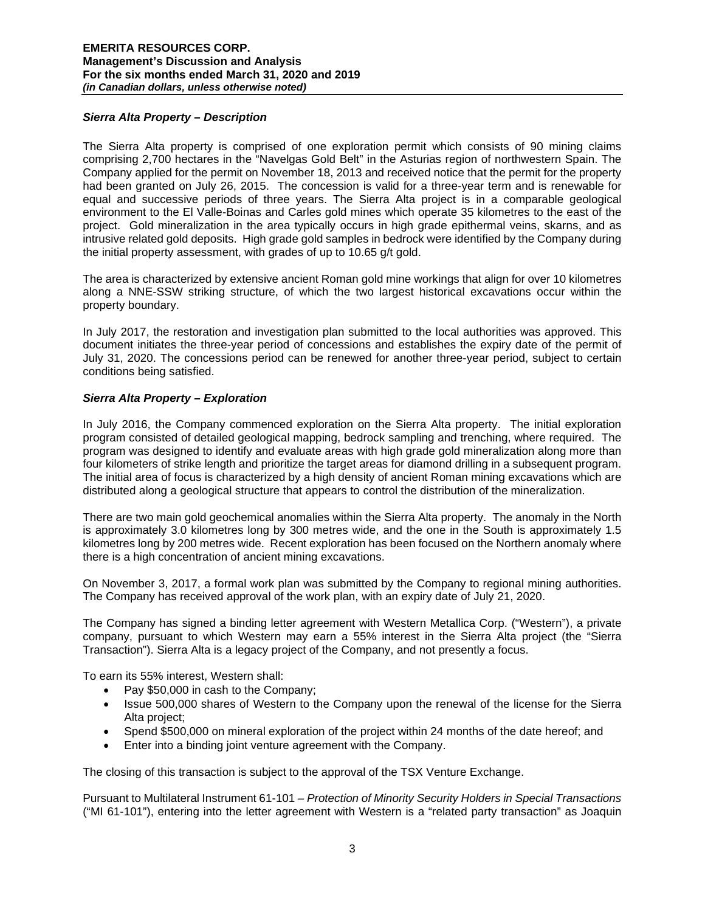### *Sierra Alta Property – Description*

The Sierra Alta property is comprised of one exploration permit which consists of 90 mining claims comprising 2,700 hectares in the "Navelgas Gold Belt" in the Asturias region of northwestern Spain. The Company applied for the permit on November 18, 2013 and received notice that the permit for the property had been granted on July 26, 2015. The concession is valid for a three-year term and is renewable for equal and successive periods of three years. The Sierra Alta project is in a comparable geological environment to the El Valle-Boinas and Carles gold mines which operate 35 kilometres to the east of the project. Gold mineralization in the area typically occurs in high grade epithermal veins, skarns, and as intrusive related gold deposits. High grade gold samples in bedrock were identified by the Company during the initial property assessment, with grades of up to 10.65 g/t gold.

The area is characterized by extensive ancient Roman gold mine workings that align for over 10 kilometres along a NNE-SSW striking structure, of which the two largest historical excavations occur within the property boundary.

In July 2017, the restoration and investigation plan submitted to the local authorities was approved. This document initiates the three-year period of concessions and establishes the expiry date of the permit of July 31, 2020. The concessions period can be renewed for another three-year period, subject to certain conditions being satisfied.

### *Sierra Alta Property – Exploration*

In July 2016, the Company commenced exploration on the Sierra Alta property. The initial exploration program consisted of detailed geological mapping, bedrock sampling and trenching, where required. The program was designed to identify and evaluate areas with high grade gold mineralization along more than four kilometers of strike length and prioritize the target areas for diamond drilling in a subsequent program. The initial area of focus is characterized by a high density of ancient Roman mining excavations which are distributed along a geological structure that appears to control the distribution of the mineralization.

There are two main gold geochemical anomalies within the Sierra Alta property. The anomaly in the North is approximately 3.0 kilometres long by 300 metres wide, and the one in the South is approximately 1.5 kilometres long by 200 metres wide. Recent exploration has been focused on the Northern anomaly where there is a high concentration of ancient mining excavations.

On November 3, 2017, a formal work plan was submitted by the Company to regional mining authorities. The Company has received approval of the work plan, with an expiry date of July 21, 2020.

The Company has signed a binding letter agreement with Western Metallica Corp. ("Western"), a private company, pursuant to which Western may earn a 55% interest in the Sierra Alta project (the "Sierra Transaction"). Sierra Alta is a legacy project of the Company, and not presently a focus.

To earn its 55% interest, Western shall:

- Pay $50,000 in cash to the Company;
- Issue 500,000 shares of Western to the Company upon the renewal of the license for the Sierra Alta project;
- Spend $500,000 on mineral exploration of the project within 24 months of the date hereof; and
- Enter into a binding joint venture agreement with the Company.

The closing of this transaction is subject to the approval of the TSX Venture Exchange.

Pursuant to Multilateral Instrument 61-101 – *Protection of Minority Security Holders in Special Transactions* ("MI 61-101"), entering into the letter agreement with Western is a "related party transaction" as Joaquin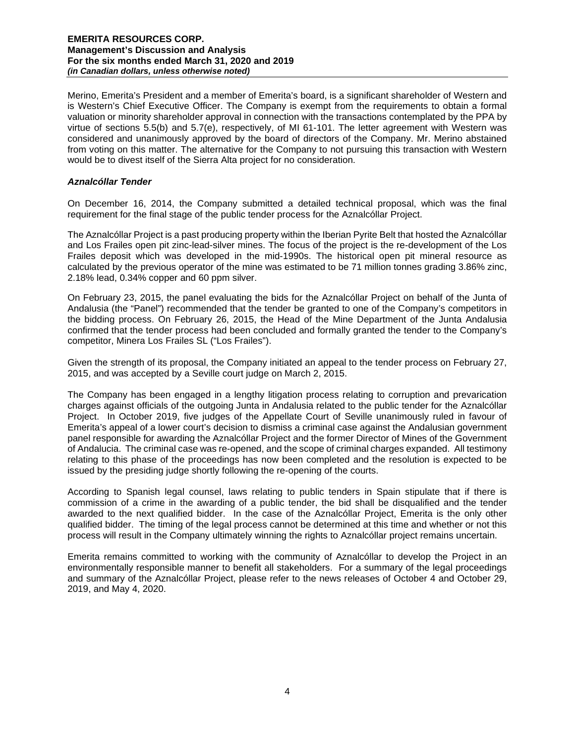Merino, Emerita's President and a member of Emerita's board, is a significant shareholder of Western and is Western's Chief Executive Officer. The Company is exempt from the requirements to obtain a formal valuation or minority shareholder approval in connection with the transactions contemplated by the PPA by virtue of sections 5.5(b) and 5.7(e), respectively, of MI 61-101. The letter agreement with Western was considered and unanimously approved by the board of directors of the Company. Mr. Merino abstained from voting on this matter. The alternative for the Company to not pursuing this transaction with Western would be to divest itself of the Sierra Alta project for no consideration.

***Aznalcóllar Tender***

On December 16, 2014, the Company submitted a detailed technical proposal, which was the final requirement for the final stage of the public tender process for the Aznalcóllar Project.

The Aznalcóllar Project is a past producing property within the Iberian Pyrite Belt that hosted the Aznalcóllar and Los Frailes open pit zinc-lead-silver mines. The focus of the project is the re-development of the Los Frailes deposit which was developed in the mid-1990s. The historical open pit mineral resource as calculated by the previous operator of the mine was estimated to be 71 million tonnes grading 3.86% zinc, 2.18% lead, 0.34% copper and 60 ppm silver.

On February 23, 2015, the panel evaluating the bids for the Aznalcóllar Project on behalf of the Junta of Andalusia (the "Panel") recommended that the tender be granted to one of the Company's competitors in the bidding process. On February 26, 2015, the Head of the Mine Department of the Junta Andalusia confirmed that the tender process had been concluded and formally granted the tender to the Company's competitor, Minera Los Frailes SL ("Los Frailes").

Given the strength of its proposal, the Company initiated an appeal to the tender process on February 27, 2015, and was accepted by a Seville court judge on March 2, 2015.

The Company has been engaged in a lengthy litigation process relating to corruption and prevarication charges against officials of the outgoing Junta in Andalusia related to the public tender for the Aznalcóllar Project. In October 2019, five judges of the Appellate Court of Seville unanimously ruled in favour of Emerita's appeal of a lower court's decision to dismiss a criminal case against the Andalusian government panel responsible for awarding the Aznalcóllar Project and the former Director of Mines of the Government of Andalucia. The criminal case was re-opened, and the scope of criminal charges expanded. All testimony relating to this phase of the proceedings has now been completed and the resolution is expected to be issued by the presiding judge shortly following the re-opening of the courts.

According to Spanish legal counsel, laws relating to public tenders in Spain stipulate that if there is commission of a crime in the awarding of a public tender, the bid shall be disqualified and the tender awarded to the next qualified bidder. In the case of the Aznalcóllar Project, Emerita is the only other qualified bidder. The timing of the legal process cannot be determined at this time and whether or not this process will result in the Company ultimately winning the rights to Aznalcóllar project remains uncertain.

Emerita remains committed to working with the community of Aznalcóllar to develop the Project in an environmentally responsible manner to benefit all stakeholders. For a summary of the legal proceedings and summary of the Aznalcóllar Project, please refer to the news releases of October 4 and October 29, 2019, and May 4, 2020.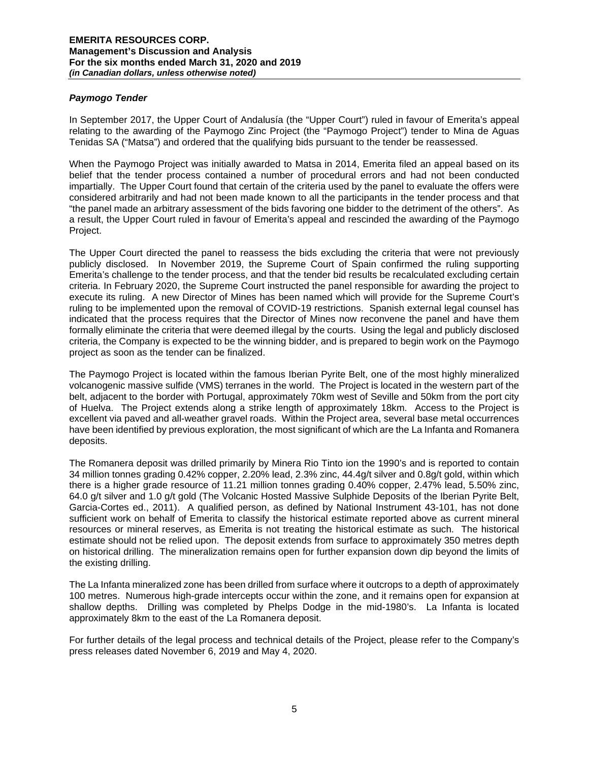### *Paymogo Tender*

In September 2017, the Upper Court of Andalusía (the "Upper Court") ruled in favour of Emerita's appeal relating to the awarding of the Paymogo Zinc Project (the "Paymogo Project") tender to Mina de Aguas Tenidas SA ("Matsa") and ordered that the qualifying bids pursuant to the tender be reassessed.

When the Paymogo Project was initially awarded to Matsa in 2014, Emerita filed an appeal based on its belief that the tender process contained a number of procedural errors and had not been conducted impartially. The Upper Court found that certain of the criteria used by the panel to evaluate the offers were considered arbitrarily and had not been made known to all the participants in the tender process and that "the panel made an arbitrary assessment of the bids favoring one bidder to the detriment of the others". As a result, the Upper Court ruled in favour of Emerita's appeal and rescinded the awarding of the Paymogo Project.

The Upper Court directed the panel to reassess the bids excluding the criteria that were not previously publicly disclosed. In November 2019, the Supreme Court of Spain confirmed the ruling supporting Emerita's challenge to the tender process, and that the tender bid results be recalculated excluding certain criteria. In February 2020, the Supreme Court instructed the panel responsible for awarding the project to execute its ruling. A new Director of Mines has been named which will provide for the Supreme Court's ruling to be implemented upon the removal of COVID-19 restrictions. Spanish external legal counsel has indicated that the process requires that the Director of Mines now reconvene the panel and have them formally eliminate the criteria that were deemed illegal by the courts. Using the legal and publicly disclosed criteria, the Company is expected to be the winning bidder, and is prepared to begin work on the Paymogo project as soon as the tender can be finalized.

The Paymogo Project is located within the famous Iberian Pyrite Belt, one of the most highly mineralized volcanogenic massive sulfide (VMS) terranes in the world. The Project is located in the western part of the belt, adjacent to the border with Portugal, approximately 70km west of Seville and 50km from the port city of Huelva. The Project extends along a strike length of approximately 18km. Access to the Project is excellent via paved and all-weather gravel roads. Within the Project area, several base metal occurrences have been identified by previous exploration, the most significant of which are the La Infanta and Romanera deposits.

The Romanera deposit was drilled primarily by Minera Rio Tinto ion the 1990's and is reported to contain 34 million tonnes grading 0.42% copper, 2.20% lead, 2.3% zinc, 44.4g/t silver and 0.8g/t gold, within which there is a higher grade resource of 11.21 million tonnes grading 0.40% copper, 2.47% lead, 5.50% zinc, 64.0 g/t silver and 1.0 g/t gold (The Volcanic Hosted Massive Sulphide Deposits of the Iberian Pyrite Belt, Garcia-Cortes ed., 2011). A qualified person, as defined by National Instrument 43-101, has not done sufficient work on behalf of Emerita to classify the historical estimate reported above as current mineral resources or mineral reserves, as Emerita is not treating the historical estimate as such. The historical estimate should not be relied upon. The deposit extends from surface to approximately 350 metres depth on historical drilling. The mineralization remains open for further expansion down dip beyond the limits of the existing drilling.

The La Infanta mineralized zone has been drilled from surface where it outcrops to a depth of approximately 100 metres. Numerous high-grade intercepts occur within the zone, and it remains open for expansion at shallow depths. Drilling was completed by Phelps Dodge in the mid-1980's. La Infanta is located approximately 8km to the east of the La Romanera deposit.

For further details of the legal process and technical details of the Project, please refer to the Company's press releases dated November 6, 2019 and May 4, 2020.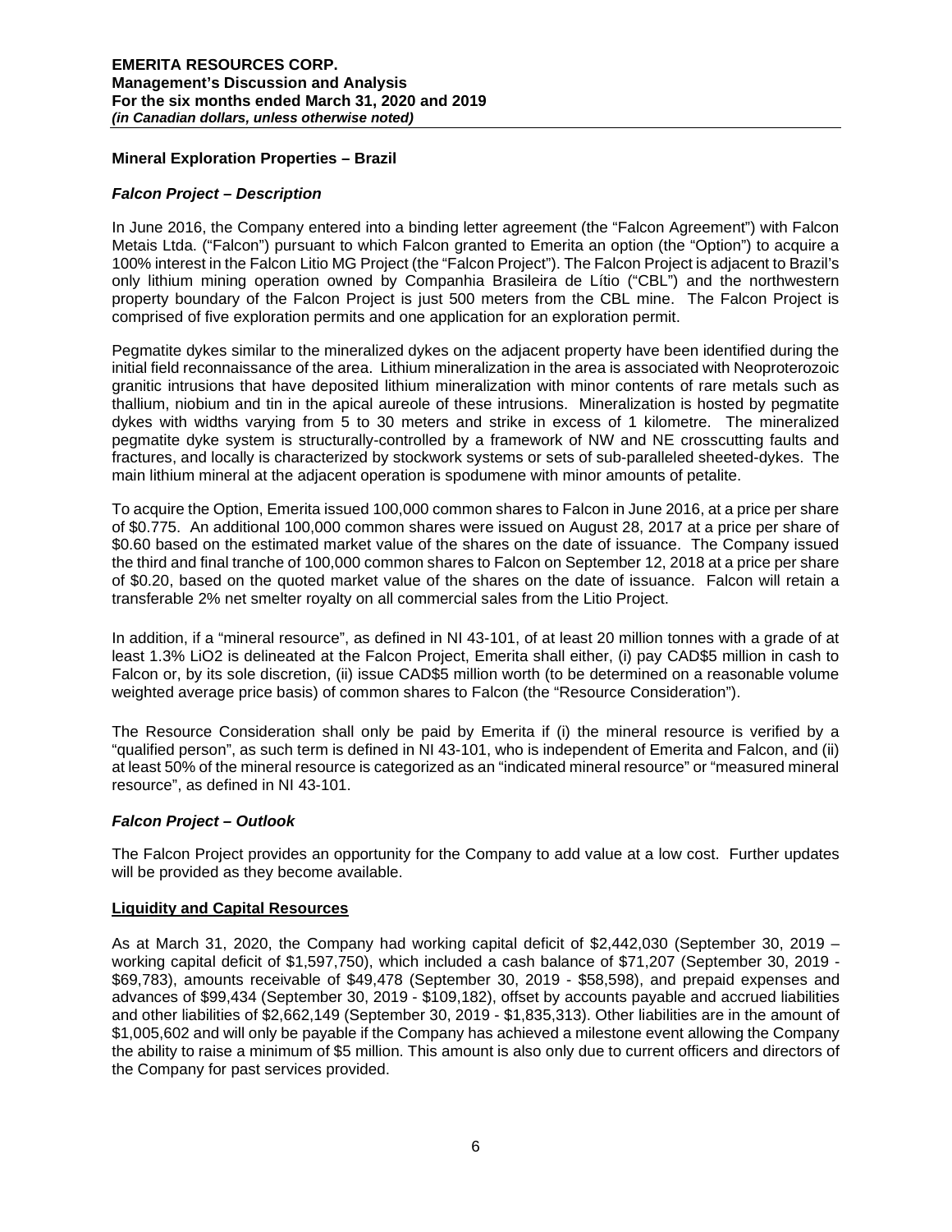## Mineral Exploration Properties – Brazil

### *Falcon Project – Description*

In June 2016, the Company entered into a binding letter agreement (the "Falcon Agreement") with Falcon Metais Ltda. ("Falcon") pursuant to which Falcon granted to Emerita an option (the "Option") to acquire a 100% interest in the Falcon Litio MG Project (the "Falcon Project"). The Falcon Project is adjacent to Brazil's only lithium mining operation owned by Companhia Brasileira de Lítio ("CBL") and the northwestern property boundary of the Falcon Project is just 500 meters from the CBL mine. The Falcon Project is comprised of five exploration permits and one application for an exploration permit.

Pegmatite dykes similar to the mineralized dykes on the adjacent property have been identified during the initial field reconnaissance of the area. Lithium mineralization in the area is associated with Neoproterozoic granitic intrusions that have deposited lithium mineralization with minor contents of rare metals such as thallium, niobium and tin in the apical aureole of these intrusions. Mineralization is hosted by pegmatite dykes with widths varying from 5 to 30 meters and strike in excess of 1 kilometre. The mineralized pegmatite dyke system is structurally-controlled by a framework of NW and NE crosscutting faults and fractures, and locally is characterized by stockwork systems or sets of sub-paralleled sheeted-dykes. The main lithium mineral at the adjacent operation is spodumene with minor amounts of petalite.

To acquire the Option, Emerita issued 100,000 common shares to Falcon in June 2016, at a price per share of $0.775. An additional 100,000 common shares were issued on August 28, 2017 at a price per share of $0.60 based on the estimated market value of the shares on the date of issuance. The Company issued the third and final tranche of 100,000 common shares to Falcon on September 12, 2018 at a price per share of $0.20, based on the quoted market value of the shares on the date of issuance. Falcon will retain a transferable 2% net smelter royalty on all commercial sales from the Litio Project.

In addition, if a "mineral resource", as defined in NI 43-101, of at least 20 million tonnes with a grade of at least 1.3% LiO2 is delineated at the Falcon Project, Emerita shall either, (i) pay CAD$5 million in cash to Falcon or, by its sole discretion, (ii) issue CAD$5 million worth (to be determined on a reasonable volume weighted average price basis) of common shares to Falcon (the "Resource Consideration").

The Resource Consideration shall only be paid by Emerita if (i) the mineral resource is verified by a "qualified person", as such term is defined in NI 43-101, who is independent of Emerita and Falcon, and (ii) at least 50% of the mineral resource is categorized as an "indicated mineral resource" or "measured mineral resource", as defined in NI 43-101.

### *Falcon Project – Outlook*

The Falcon Project provides an opportunity for the Company to add value at a low cost. Further updates will be provided as they become available.

## Liquidity and Capital Resources

As at March 31, 2020, the Company had working capital deficit of $2,442,030 (September 30, 2019 – working capital deficit of $1,597,750), which included a cash balance of $71,207 (September 30, 2019 - $69,783), amounts receivable of $49,478 (September 30, 2019 - $58,598), and prepaid expenses and advances of $99,434 (September 30, 2019 - $109,182), offset by accounts payable and accrued liabilities and other liabilities of $2,662,149 (September 30, 2019 - $1,835,313). Other liabilities are in the amount of $1,005,602 and will only be payable if the Company has achieved a milestone event allowing the Company the ability to raise a minimum of $5 million. This amount is also only due to current officers and directors of the Company for past services provided.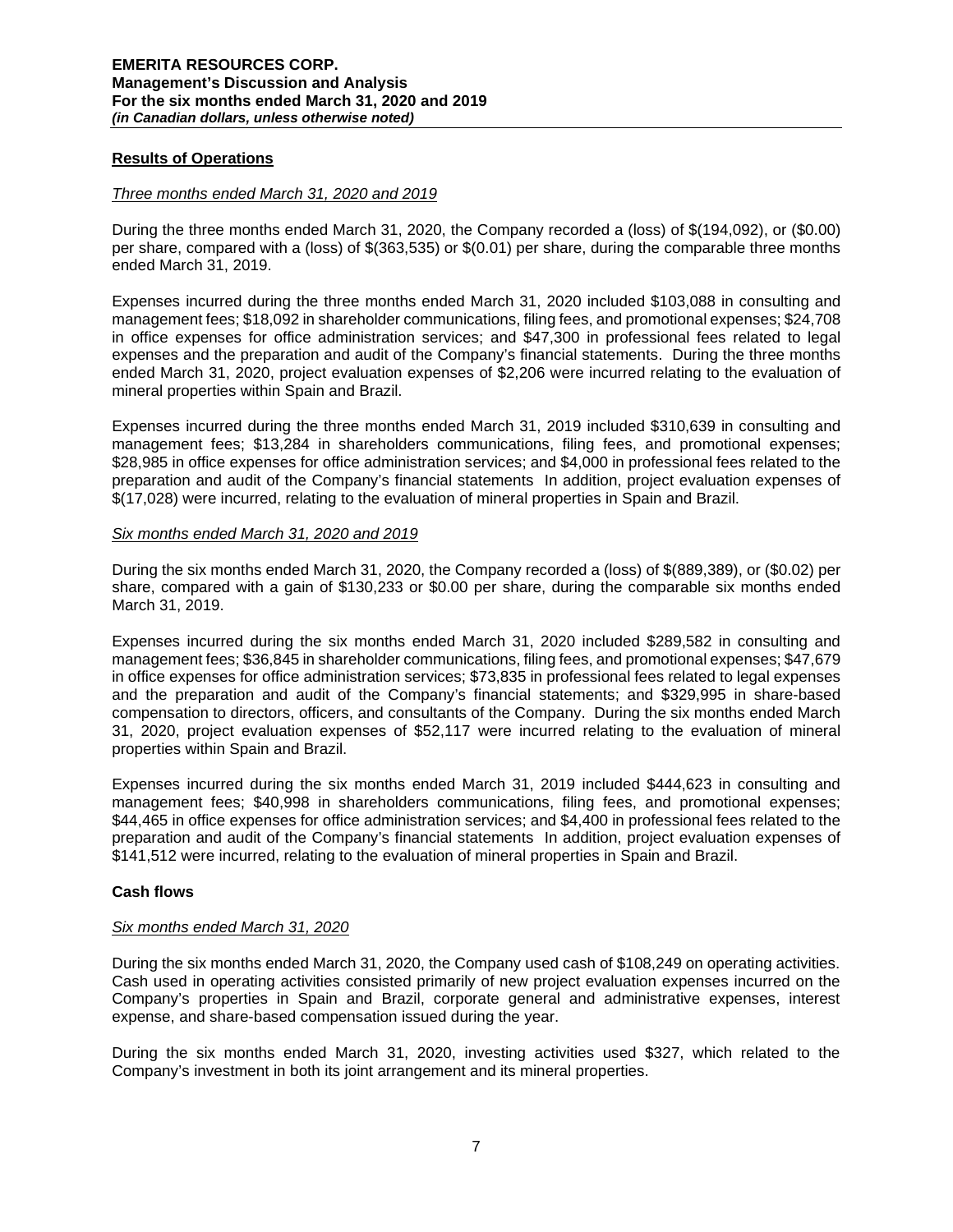## Results of Operations

*Three months ended March 31, 2020 and 2019*

During the three months ended March 31, 2020, the Company recorded a (loss) of $(194,092), or ($0.00) per share, compared with a (loss) of $(363,535) or $(0.01) per share, during the comparable three months ended March 31, 2019.

Expenses incurred during the three months ended March 31, 2020 included $103,088 in consulting and management fees; $18,092 in shareholder communications, filing fees, and promotional expenses; $24,708 in office expenses for office administration services; and $47,300 in professional fees related to legal expenses and the preparation and audit of the Company's financial statements. During the three months ended March 31, 2020, project evaluation expenses of $2,206 were incurred relating to the evaluation of mineral properties within Spain and Brazil.

Expenses incurred during the three months ended March 31, 2019 included $310,639 in consulting and management fees; $13,284 in shareholders communications, filing fees, and promotional expenses; $28,985 in office expenses for office administration services; and $4,000 in professional fees related to the preparation and audit of the Company's financial statements In addition, project evaluation expenses of $(17,028) were incurred, relating to the evaluation of mineral properties in Spain and Brazil.

*Six months ended March 31, 2020 and 2019*

During the six months ended March 31, 2020, the Company recorded a (loss) of $(889,389), or ($0.02) per share, compared with a gain of $130,233 or $0.00 per share, during the comparable six months ended March 31, 2019.

Expenses incurred during the six months ended March 31, 2020 included $289,582 in consulting and management fees; $36,845 in shareholder communications, filing fees, and promotional expenses; $47,679 in office expenses for office administration services; $73,835 in professional fees related to legal expenses and the preparation and audit of the Company's financial statements; and $329,995 in share-based compensation to directors, officers, and consultants of the Company. During the six months ended March 31, 2020, project evaluation expenses of $52,117 were incurred relating to the evaluation of mineral properties within Spain and Brazil.

Expenses incurred during the six months ended March 31, 2019 included $444,623 in consulting and management fees; $40,998 in shareholders communications, filing fees, and promotional expenses; $44,465 in office expenses for office administration services; and $4,400 in professional fees related to the preparation and audit of the Company's financial statements In addition, project evaluation expenses of $141,512 were incurred, relating to the evaluation of mineral properties in Spain and Brazil.

## Cash flows

*Six months ended March 31, 2020*

During the six months ended March 31, 2020, the Company used cash of $108,249 on operating activities. Cash used in operating activities consisted primarily of new project evaluation expenses incurred on the Company's properties in Spain and Brazil, corporate general and administrative expenses, interest expense, and share-based compensation issued during the year.

During the six months ended March 31, 2020, investing activities used $327, which related to the Company's investment in both its joint arrangement and its mineral properties.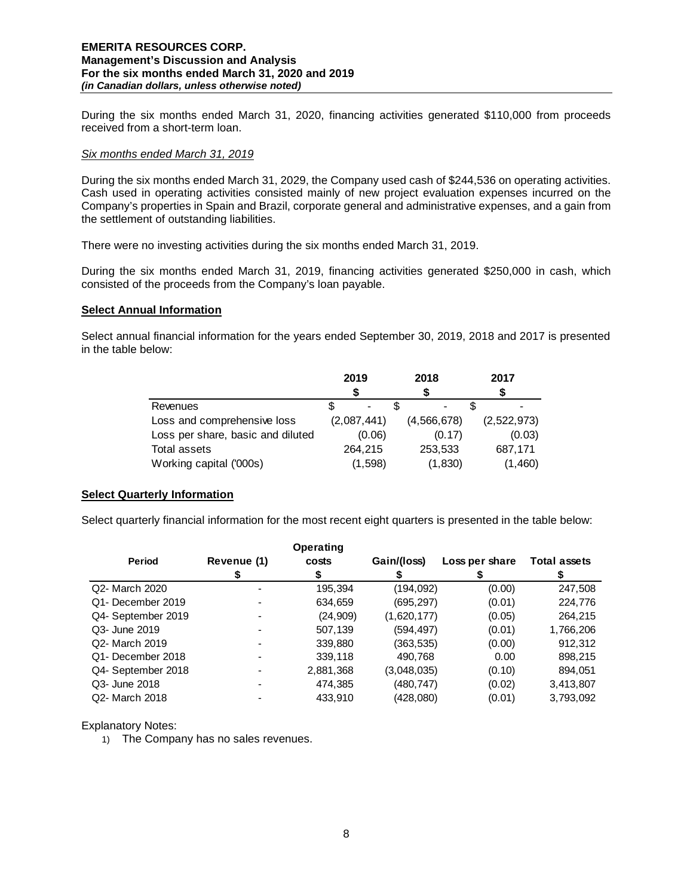During the six months ended March 31, 2020, financing activities generated $110,000 from proceeds received from a short-term loan.

*Six months ended March 31, 2019*

During the six months ended March 31, 2029, the Company used cash of $244,536 on operating activities. Cash used in operating activities consisted mainly of new project evaluation expenses incurred on the Company's properties in Spain and Brazil, corporate general and administrative expenses, and a gain from the settlement of outstanding liabilities.

There were no investing activities during the six months ended March 31, 2019.

During the six months ended March 31, 2019, financing activities generated $250,000 in cash, which consisted of the proceeds from the Company's loan payable.

## Select Annual Information

Select annual financial information for the years ended September 30, 2019, 2018 and 2017 is presented in the table below:

| | 2019<br>$ | 2018<br>$ | 2017<br>$ |
|---|---|---|---|
| Revenues | $ - | $ - | $ - |
| Loss and comprehensive loss | (2,087,441) | (4,566,678) | (2,522,973) |
| Loss per share, basic and diluted | (0.06) | (0.17) | (0.03) |
| Total assets | 264,215 | 253,533 | 687,171 |
| Working capital ('000s) | (1,598) | (1,830) | (1,460) |

## Select Quarterly Information

Select quarterly financial information for the most recent eight quarters is presented in the table below:

| Period | Revenue (1)<br>$ | Operating costs<br>$ | Gain/(loss)<br>$ | Loss per share<br>$ | Total assets<br>$ |
|---|---|---|---|---|---|
| Q2- March 2020 | - | 195,394 | (194,092) | (0.00) | 247,508 |
| Q1- December 2019 | - | 634,659 | (695,297) | (0.01) | 224,776 |
| Q4- September 2019 | - | (24,909) | (1,620,177) | (0.05) | 264,215 |
| Q3- June 2019 | - | 507,139 | (594,497) | (0.01) | 1,766,206 |
| Q2- March 2019 | - | 339,880 | (363,535) | (0.00) | 912,312 |
| Q1- December 2018 | - | 339,118 | 490,768 | 0.00 | 898,215 |
| Q4- September 2018 | - | 2,881,368 | (3,048,035) | (0.10) | 894,051 |
| Q3- June 2018 | - | 474,385 | (480,747) | (0.02) | 3,413,807 |
| Q2- March 2018 | - | 433,910 | (428,080) | (0.01) | 3,793,092 |

Explanatory Notes:

1) The Company has no sales revenues.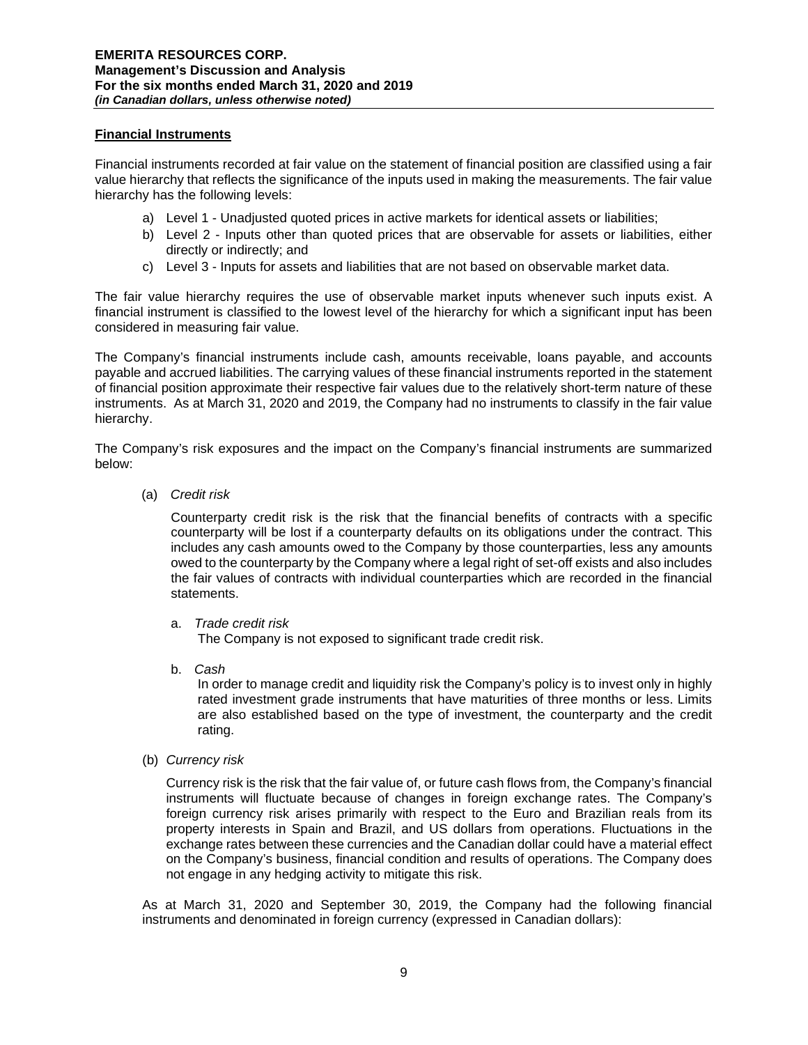## Financial Instruments

Financial instruments recorded at fair value on the statement of financial position are classified using a fair value hierarchy that reflects the significance of the inputs used in making the measurements. The fair value hierarchy has the following levels:

a) Level 1 - Unadjusted quoted prices in active markets for identical assets or liabilities;
b) Level 2 - Inputs other than quoted prices that are observable for assets or liabilities, either directly or indirectly; and
c) Level 3 - Inputs for assets and liabilities that are not based on observable market data.

The fair value hierarchy requires the use of observable market inputs whenever such inputs exist. A financial instrument is classified to the lowest level of the hierarchy for which a significant input has been considered in measuring fair value.

The Company's financial instruments include cash, amounts receivable, loans payable, and accounts payable and accrued liabilities. The carrying values of these financial instruments reported in the statement of financial position approximate their respective fair values due to the relatively short-term nature of these instruments. As at March 31, 2020 and 2019, the Company had no instruments to classify in the fair value hierarchy.

The Company's risk exposures and the impact on the Company's financial instruments are summarized below:

(a) *Credit risk*

Counterparty credit risk is the risk that the financial benefits of contracts with a specific counterparty will be lost if a counterparty defaults on its obligations under the contract. This includes any cash amounts owed to the Company by those counterparties, less any amounts owed to the counterparty by the Company where a legal right of set-off exists and also includes the fair values of contracts with individual counterparties which are recorded in the financial statements.

a. *Trade credit risk*
The Company is not exposed to significant trade credit risk.

b. *Cash*
In order to manage credit and liquidity risk the Company's policy is to invest only in highly rated investment grade instruments that have maturities of three months or less. Limits are also established based on the type of investment, the counterparty and the credit rating.

(b) *Currency risk*

Currency risk is the risk that the fair value of, or future cash flows from, the Company's financial instruments will fluctuate because of changes in foreign exchange rates. The Company's foreign currency risk arises primarily with respect to the Euro and Brazilian reals from its property interests in Spain and Brazil, and US dollars from operations. Fluctuations in the exchange rates between these currencies and the Canadian dollar could have a material effect on the Company's business, financial condition and results of operations. The Company does not engage in any hedging activity to mitigate this risk.

As at March 31, 2020 and September 30, 2019, the Company had the following financial instruments and denominated in foreign currency (expressed in Canadian dollars):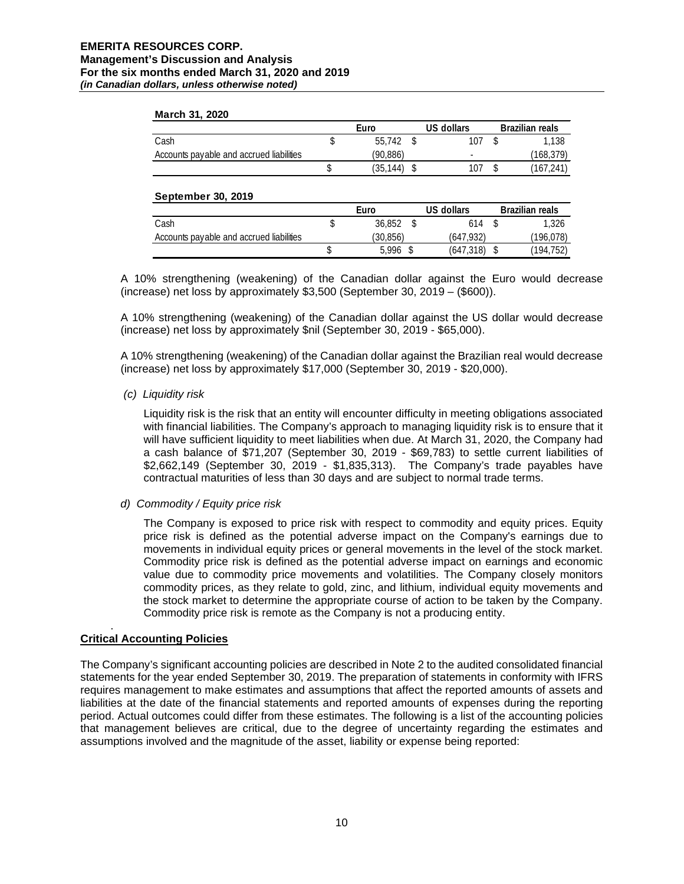**March 31, 2020**

| | Euro | US dollars | Brazilian reals |
|---|---|---|---|
| Cash | $ 55,742 | $ 107 | $ 1,138 |
| Accounts payable and accrued liabilities | (90,886) | - | (168,379) |
| | $ (35,144) | $ 107 | $ (167,241) |

**September 30, 2019**

| | Euro | US dollars | Brazilian reals |
|---|---|---|---|
| Cash | $ 36,852 | $ 614 | $ 1,326 |
| Accounts payable and accrued liabilities | (30,856) | (647,932) | (196,078) |
| | $ 5,996 | $ (647,318) | $ (194,752) |

A 10% strengthening (weakening) of the Canadian dollar against the Euro would decrease (increase) net loss by approximately $3,500 (September 30, 2019 – ($600)).

A 10% strengthening (weakening) of the Canadian dollar against the US dollar would decrease (increase) net loss by approximately $nil (September 30, 2019 - $65,000).

A 10% strengthening (weakening) of the Canadian dollar against the Brazilian real would decrease (increase) net loss by approximately $17,000 (September 30, 2019 - $20,000).

*(c) Liquidity risk*

Liquidity risk is the risk that an entity will encounter difficulty in meeting obligations associated with financial liabilities. The Company's approach to managing liquidity risk is to ensure that it will have sufficient liquidity to meet liabilities when due. At March 31, 2020, the Company had a cash balance of $71,207 (September 30, 2019 - $69,783) to settle current liabilities of $2,662,149 (September 30, 2019 - $1,835,313). The Company's trade payables have contractual maturities of less than 30 days and are subject to normal trade terms.

*d) Commodity / Equity price risk*

The Company is exposed to price risk with respect to commodity and equity prices. Equity price risk is defined as the potential adverse impact on the Company's earnings due to movements in individual equity prices or general movements in the level of the stock market. Commodity price risk is defined as the potential adverse impact on earnings and economic value due to commodity price movements and volatilities. The Company closely monitors commodity prices, as they relate to gold, zinc, and lithium, individual equity movements and the stock market to determine the appropriate course of action to be taken by the Company. Commodity price risk is remote as the Company is not a producing entity.

## Critical Accounting Policies

The Company's significant accounting policies are described in Note 2 to the audited consolidated financial statements for the year ended September 30, 2019. The preparation of statements in conformity with IFRS requires management to make estimates and assumptions that affect the reported amounts of assets and liabilities at the date of the financial statements and reported amounts of expenses during the reporting period. Actual outcomes could differ from these estimates. The following is a list of the accounting policies that management believes are critical, due to the degree of uncertainty regarding the estimates and assumptions involved and the magnitude of the asset, liability or expense being reported: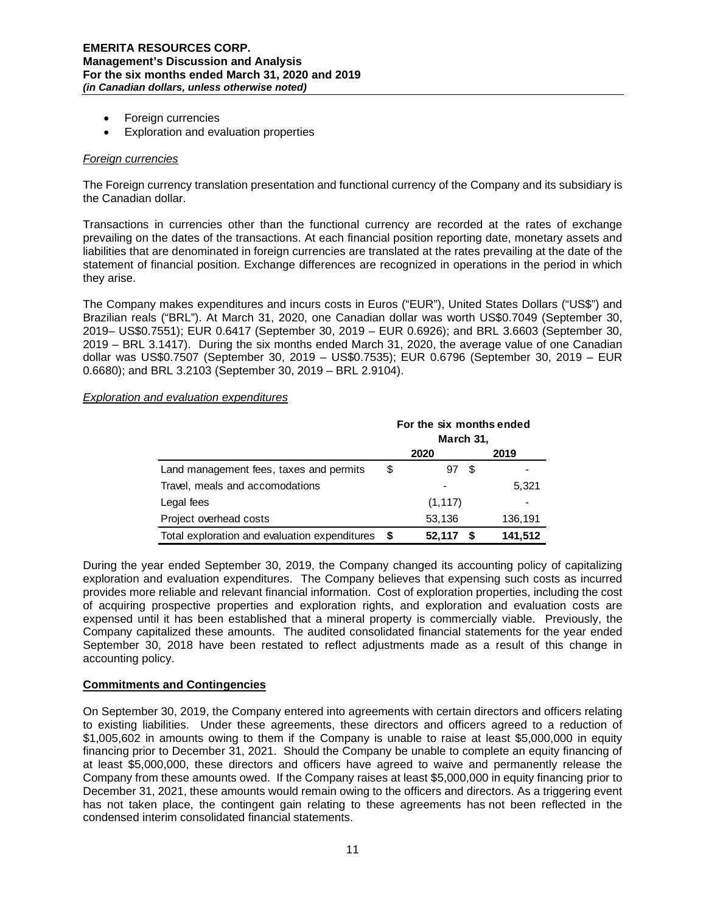- Foreign currencies
- Exploration and evaluation properties

*Foreign currencies*

The Foreign currency translation presentation and functional currency of the Company and its subsidiary is the Canadian dollar.

Transactions in currencies other than the functional currency are recorded at the rates of exchange prevailing on the dates of the transactions. At each financial position reporting date, monetary assets and liabilities that are denominated in foreign currencies are translated at the rates prevailing at the date of the statement of financial position. Exchange differences are recognized in operations in the period in which they arise.

The Company makes expenditures and incurs costs in Euros ("EUR"), United States Dollars ("US$") and Brazilian reals ("BRL"). At March 31, 2020, one Canadian dollar was worth US$0.7049 (September 30, 2019– US$0.7551); EUR 0.6417 (September 30, 2019 – EUR 0.6926); and BRL 3.6603 (September 30, 2019 – BRL 3.1417). During the six months ended March 31, 2020, the average value of one Canadian dollar was US$0.7507 (September 30, 2019 – US$0.7535); EUR 0.6796 (September 30, 2019 – EUR 0.6680); and BRL 3.2103 (September 30, 2019 – BRL 2.9104).

*Exploration and evaluation expenditures*

| | For the six months ended March 31, 2020 | 2019 |
|---|---|---|
| Land management fees, taxes and permits | $ 97 | $ - |
| Travel, meals and accomodations | - | 5,321 |
| Legal fees | (1,117) | - |
| Project overhead costs | 53,136 | 136,191 |
| Total exploration and evaluation expenditures | $ 52,117 | $ 141,512 |

During the year ended September 30, 2019, the Company changed its accounting policy of capitalizing exploration and evaluation expenditures. The Company believes that expensing such costs as incurred provides more reliable and relevant financial information. Cost of exploration properties, including the cost of acquiring prospective properties and exploration rights, and exploration and evaluation costs are expensed until it has been established that a mineral property is commercially viable. Previously, the Company capitalized these amounts. The audited consolidated financial statements for the year ended September 30, 2018 have been restated to reflect adjustments made as a result of this change in accounting policy.

**Commitments and Contingencies**

On September 30, 2019, the Company entered into agreements with certain directors and officers relating to existing liabilities. Under these agreements, these directors and officers agreed to a reduction of $1,005,602 in amounts owing to them if the Company is unable to raise at least $5,000,000 in equity financing prior to December 31, 2021. Should the Company be unable to complete an equity financing of at least $5,000,000, these directors and officers have agreed to waive and permanently release the Company from these amounts owed. If the Company raises at least $5,000,000 in equity financing prior to December 31, 2021, these amounts would remain owing to the officers and directors. As a triggering event has not taken place, the contingent gain relating to these agreements has not been reflected in the condensed interim consolidated financial statements.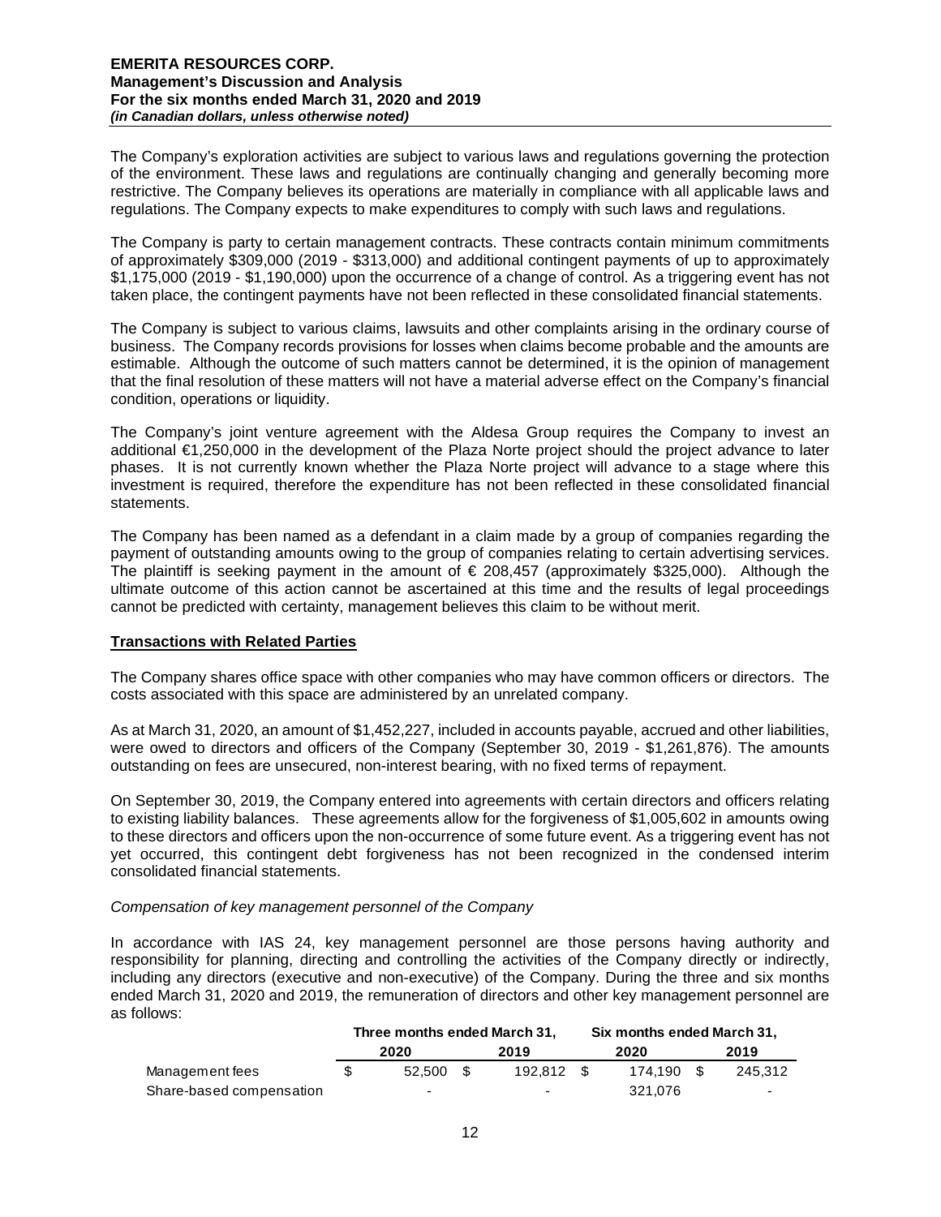The Company's exploration activities are subject to various laws and regulations governing the protection of the environment. These laws and regulations are continually changing and generally becoming more restrictive. The Company believes its operations are materially in compliance with all applicable laws and regulations. The Company expects to make expenditures to comply with such laws and regulations.

The Company is party to certain management contracts. These contracts contain minimum commitments of approximately \$309,000 (2019 - \$313,000) and additional contingent payments of up to approximately \$1,175,000 (2019 - \$1,190,000) upon the occurrence of a change of control. As a triggering event has not taken place, the contingent payments have not been reflected in these consolidated financial statements.

The Company is subject to various claims, lawsuits and other complaints arising in the ordinary course of business. The Company records provisions for losses when claims become probable and the amounts are estimable. Although the outcome of such matters cannot be determined, it is the opinion of management that the final resolution of these matters will not have a material adverse effect on the Company's financial condition, operations or liquidity.

The Company's joint venture agreement with the Aldesa Group requires the Company to invest an additional €1,250,000 in the development of the Plaza Norte project should the project advance to later phases. It is not currently known whether the Plaza Norte project will advance to a stage where this investment is required, therefore the expenditure has not been reflected in these consolidated financial statements.

The Company has been named as a defendant in a claim made by a group of companies regarding the payment of outstanding amounts owing to the group of companies relating to certain advertising services. The plaintiff is seeking payment in the amount of € 208,457 (approximately \$325,000). Although the ultimate outcome of this action cannot be ascertained at this time and the results of legal proceedings cannot be predicted with certainty, management believes this claim to be without merit.

## Transactions with Related Parties

The Company shares office space with other companies who may have common officers or directors. The costs associated with this space are administered by an unrelated company.

As at March 31, 2020, an amount of \$1,452,227, included in accounts payable, accrued and other liabilities, were owed to directors and officers of the Company (September 30, 2019 - \$1,261,876). The amounts outstanding on fees are unsecured, non-interest bearing, with no fixed terms of repayment.

On September 30, 2019, the Company entered into agreements with certain directors and officers relating to existing liability balances. These agreements allow for the forgiveness of \$1,005,602 in amounts owing to these directors and officers upon the non-occurrence of some future event. As a triggering event has not yet occurred, this contingent debt forgiveness has not been recognized in the condensed interim consolidated financial statements.

*Compensation of key management personnel of the Company*

In accordance with IAS 24, key management personnel are those persons having authority and responsibility for planning, directing and controlling the activities of the Company directly or indirectly, including any directors (executive and non-executive) of the Company. During the three and six months ended March 31, 2020 and 2019, the remuneration of directors and other key management personnel are as follows:

| | Three months ended March 31, | | Six months ended March 31, | |
|---|---|---|---|---|
| | 2020 | 2019 | 2020 | 2019 |
| Management fees | \$ 52,500 | \$ 192,812 | \$ 174,190 | \$ 245,312 |
| Share-based compensation | - | - | 321,076 | - |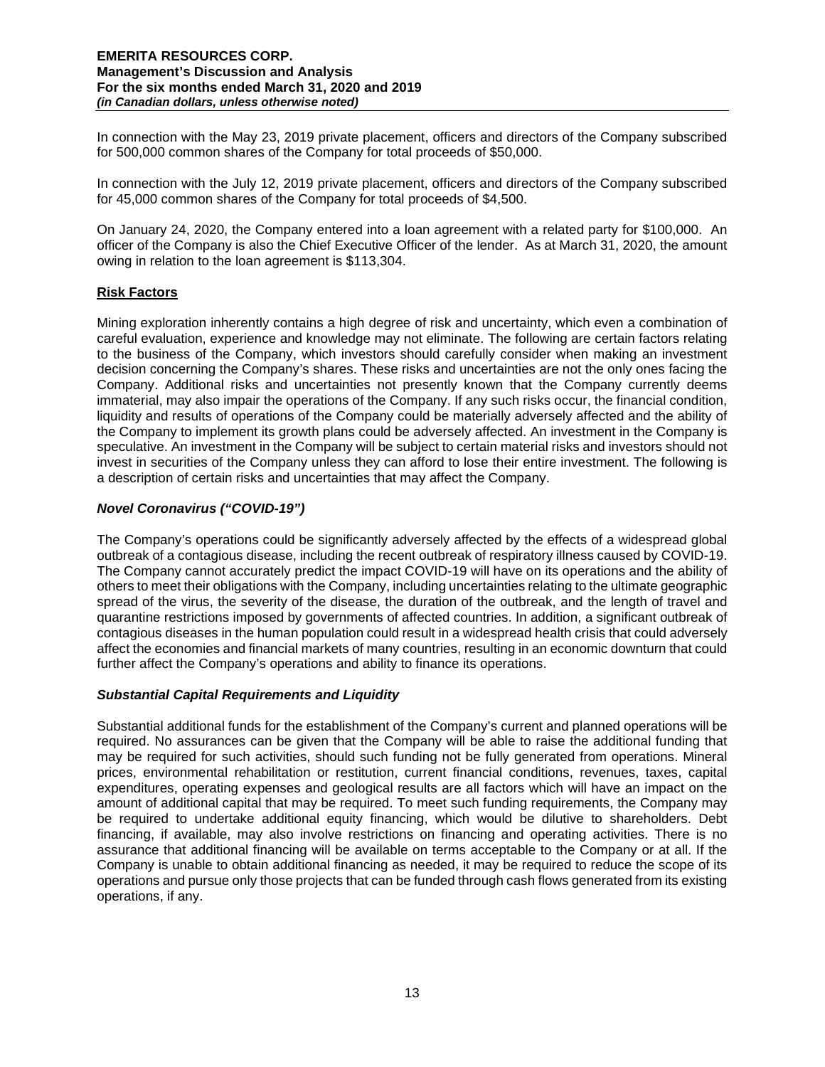In connection with the May 23, 2019 private placement, officers and directors of the Company subscribed for 500,000 common shares of the Company for total proceeds of $50,000.

In connection with the July 12, 2019 private placement, officers and directors of the Company subscribed for 45,000 common shares of the Company for total proceeds of $4,500.

On January 24, 2020, the Company entered into a loan agreement with a related party for $100,000. An officer of the Company is also the Chief Executive Officer of the lender. As at March 31, 2020, the amount owing in relation to the loan agreement is $113,304.

## Risk Factors

Mining exploration inherently contains a high degree of risk and uncertainty, which even a combination of careful evaluation, experience and knowledge may not eliminate. The following are certain factors relating to the business of the Company, which investors should carefully consider when making an investment decision concerning the Company's shares. These risks and uncertainties are not the only ones facing the Company. Additional risks and uncertainties not presently known that the Company currently deems immaterial, may also impair the operations of the Company. If any such risks occur, the financial condition, liquidity and results of operations of the Company could be materially adversely affected and the ability of the Company to implement its growth plans could be adversely affected. An investment in the Company is speculative. An investment in the Company will be subject to certain material risks and investors should not invest in securities of the Company unless they can afford to lose their entire investment. The following is a description of certain risks and uncertainties that may affect the Company.

### *Novel Coronavirus ("COVID-19")*

The Company's operations could be significantly adversely affected by the effects of a widespread global outbreak of a contagious disease, including the recent outbreak of respiratory illness caused by COVID-19. The Company cannot accurately predict the impact COVID-19 will have on its operations and the ability of others to meet their obligations with the Company, including uncertainties relating to the ultimate geographic spread of the virus, the severity of the disease, the duration of the outbreak, and the length of travel and quarantine restrictions imposed by governments of affected countries. In addition, a significant outbreak of contagious diseases in the human population could result in a widespread health crisis that could adversely affect the economies and financial markets of many countries, resulting in an economic downturn that could further affect the Company's operations and ability to finance its operations.

### *Substantial Capital Requirements and Liquidity*

Substantial additional funds for the establishment of the Company's current and planned operations will be required. No assurances can be given that the Company will be able to raise the additional funding that may be required for such activities, should such funding not be fully generated from operations. Mineral prices, environmental rehabilitation or restitution, current financial conditions, revenues, taxes, capital expenditures, operating expenses and geological results are all factors which will have an impact on the amount of additional capital that may be required. To meet such funding requirements, the Company may be required to undertake additional equity financing, which would be dilutive to shareholders. Debt financing, if available, may also involve restrictions on financing and operating activities. There is no assurance that additional financing will be available on terms acceptable to the Company or at all. If the Company is unable to obtain additional financing as needed, it may be required to reduce the scope of its operations and pursue only those projects that can be funded through cash flows generated from its existing operations, if any.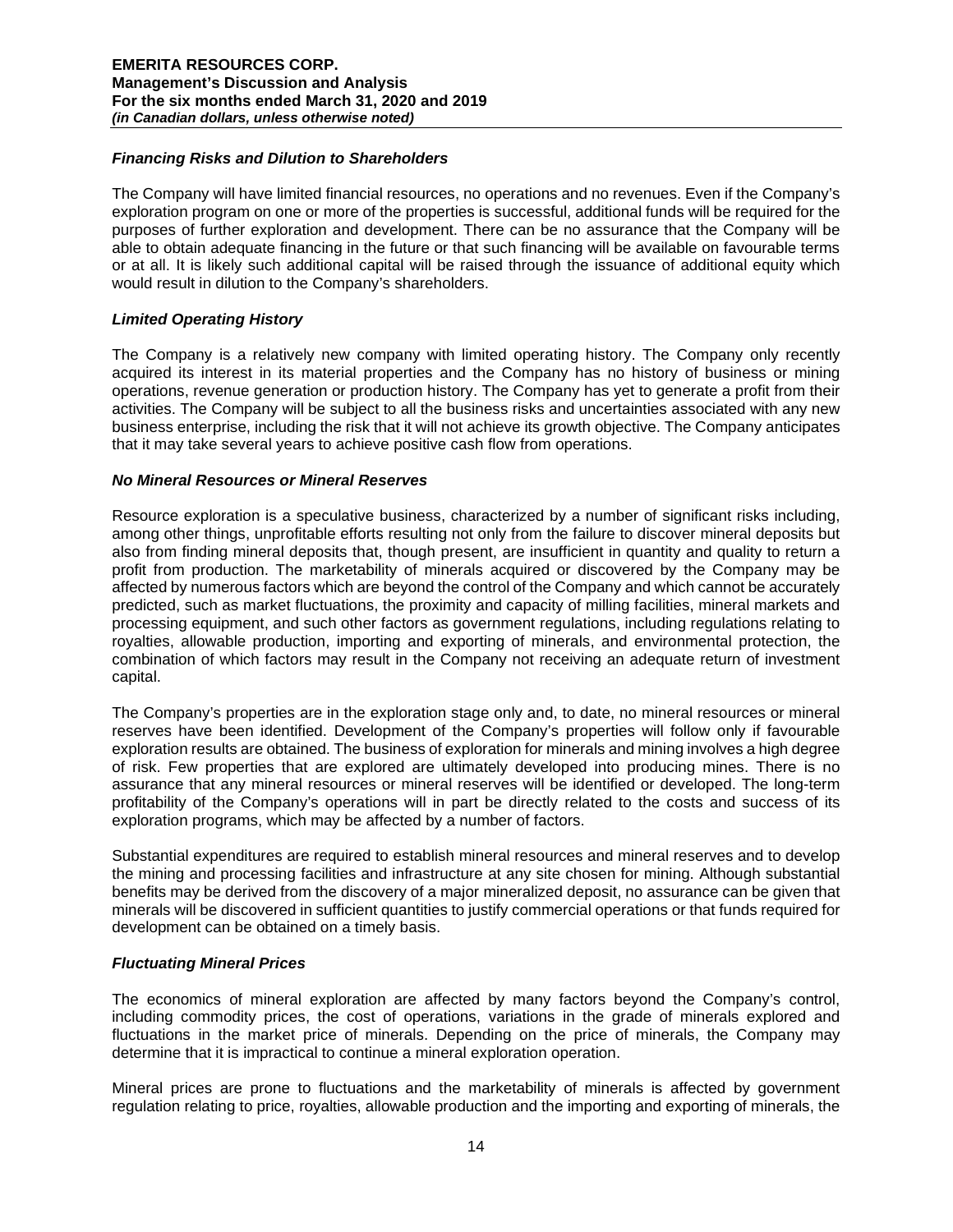### *Financing Risks and Dilution to Shareholders*

The Company will have limited financial resources, no operations and no revenues. Even if the Company's exploration program on one or more of the properties is successful, additional funds will be required for the purposes of further exploration and development. There can be no assurance that the Company will be able to obtain adequate financing in the future or that such financing will be available on favourable terms or at all. It is likely such additional capital will be raised through the issuance of additional equity which would result in dilution to the Company's shareholders.

### *Limited Operating History*

The Company is a relatively new company with limited operating history. The Company only recently acquired its interest in its material properties and the Company has no history of business or mining operations, revenue generation or production history. The Company has yet to generate a profit from their activities. The Company will be subject to all the business risks and uncertainties associated with any new business enterprise, including the risk that it will not achieve its growth objective. The Company anticipates that it may take several years to achieve positive cash flow from operations.

### *No Mineral Resources or Mineral Reserves*

Resource exploration is a speculative business, characterized by a number of significant risks including, among other things, unprofitable efforts resulting not only from the failure to discover mineral deposits but also from finding mineral deposits that, though present, are insufficient in quantity and quality to return a profit from production. The marketability of minerals acquired or discovered by the Company may be affected by numerous factors which are beyond the control of the Company and which cannot be accurately predicted, such as market fluctuations, the proximity and capacity of milling facilities, mineral markets and processing equipment, and such other factors as government regulations, including regulations relating to royalties, allowable production, importing and exporting of minerals, and environmental protection, the combination of which factors may result in the Company not receiving an adequate return of investment capital.

The Company's properties are in the exploration stage only and, to date, no mineral resources or mineral reserves have been identified. Development of the Company's properties will follow only if favourable exploration results are obtained. The business of exploration for minerals and mining involves a high degree of risk. Few properties that are explored are ultimately developed into producing mines. There is no assurance that any mineral resources or mineral reserves will be identified or developed. The long-term profitability of the Company's operations will in part be directly related to the costs and success of its exploration programs, which may be affected by a number of factors.

Substantial expenditures are required to establish mineral resources and mineral reserves and to develop the mining and processing facilities and infrastructure at any site chosen for mining. Although substantial benefits may be derived from the discovery of a major mineralized deposit, no assurance can be given that minerals will be discovered in sufficient quantities to justify commercial operations or that funds required for development can be obtained on a timely basis.

### *Fluctuating Mineral Prices*

The economics of mineral exploration are affected by many factors beyond the Company's control, including commodity prices, the cost of operations, variations in the grade of minerals explored and fluctuations in the market price of minerals. Depending on the price of minerals, the Company may determine that it is impractical to continue a mineral exploration operation.

Mineral prices are prone to fluctuations and the marketability of minerals is affected by government regulation relating to price, royalties, allowable production and the importing and exporting of minerals, the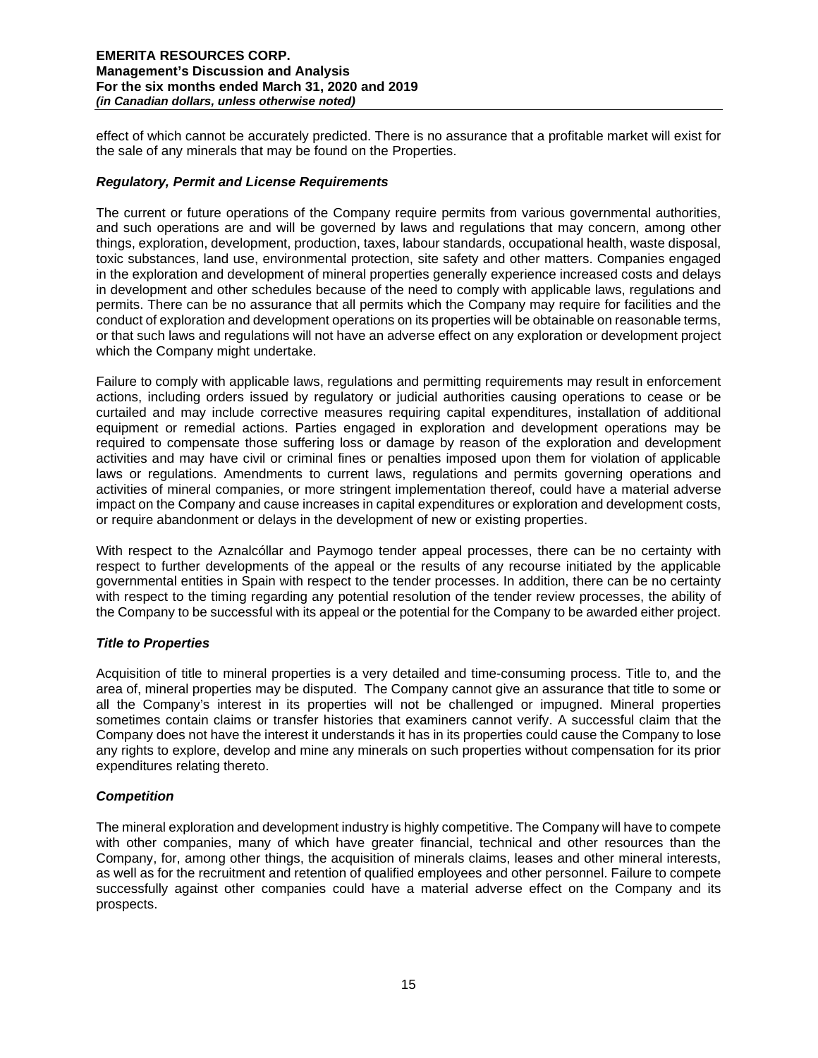effect of which cannot be accurately predicted. There is no assurance that a profitable market will exist for the sale of any minerals that may be found on the Properties.

### *Regulatory, Permit and License Requirements*

The current or future operations of the Company require permits from various governmental authorities, and such operations are and will be governed by laws and regulations that may concern, among other things, exploration, development, production, taxes, labour standards, occupational health, waste disposal, toxic substances, land use, environmental protection, site safety and other matters. Companies engaged in the exploration and development of mineral properties generally experience increased costs and delays in development and other schedules because of the need to comply with applicable laws, regulations and permits. There can be no assurance that all permits which the Company may require for facilities and the conduct of exploration and development operations on its properties will be obtainable on reasonable terms, or that such laws and regulations will not have an adverse effect on any exploration or development project which the Company might undertake.

Failure to comply with applicable laws, regulations and permitting requirements may result in enforcement actions, including orders issued by regulatory or judicial authorities causing operations to cease or be curtailed and may include corrective measures requiring capital expenditures, installation of additional equipment or remedial actions. Parties engaged in exploration and development operations may be required to compensate those suffering loss or damage by reason of the exploration and development activities and may have civil or criminal fines or penalties imposed upon them for violation of applicable laws or regulations. Amendments to current laws, regulations and permits governing operations and activities of mineral companies, or more stringent implementation thereof, could have a material adverse impact on the Company and cause increases in capital expenditures or exploration and development costs, or require abandonment or delays in the development of new or existing properties.

With respect to the Aznalcóllar and Paymogo tender appeal processes, there can be no certainty with respect to further developments of the appeal or the results of any recourse initiated by the applicable governmental entities in Spain with respect to the tender processes. In addition, there can be no certainty with respect to the timing regarding any potential resolution of the tender review processes, the ability of the Company to be successful with its appeal or the potential for the Company to be awarded either project.

### *Title to Properties*

Acquisition of title to mineral properties is a very detailed and time-consuming process. Title to, and the area of, mineral properties may be disputed. The Company cannot give an assurance that title to some or all the Company's interest in its properties will not be challenged or impugned. Mineral properties sometimes contain claims or transfer histories that examiners cannot verify. A successful claim that the Company does not have the interest it understands it has in its properties could cause the Company to lose any rights to explore, develop and mine any minerals on such properties without compensation for its prior expenditures relating thereto.

### *Competition*

The mineral exploration and development industry is highly competitive. The Company will have to compete with other companies, many of which have greater financial, technical and other resources than the Company, for, among other things, the acquisition of minerals claims, leases and other mineral interests, as well as for the recruitment and retention of qualified employees and other personnel. Failure to compete successfully against other companies could have a material adverse effect on the Company and its prospects.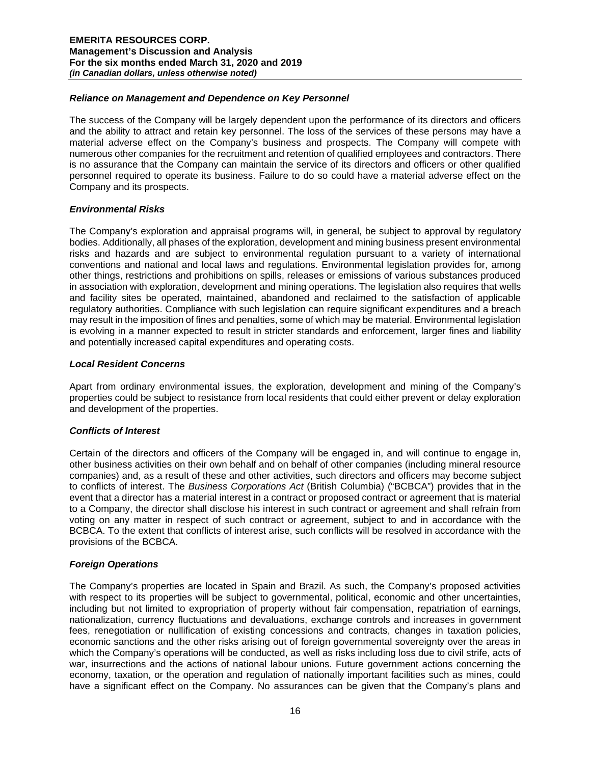### *Reliance on Management and Dependence on Key Personnel*

The success of the Company will be largely dependent upon the performance of its directors and officers and the ability to attract and retain key personnel. The loss of the services of these persons may have a material adverse effect on the Company's business and prospects. The Company will compete with numerous other companies for the recruitment and retention of qualified employees and contractors. There is no assurance that the Company can maintain the service of its directors and officers or other qualified personnel required to operate its business. Failure to do so could have a material adverse effect on the Company and its prospects.

### *Environmental Risks*

The Company's exploration and appraisal programs will, in general, be subject to approval by regulatory bodies. Additionally, all phases of the exploration, development and mining business present environmental risks and hazards and are subject to environmental regulation pursuant to a variety of international conventions and national and local laws and regulations. Environmental legislation provides for, among other things, restrictions and prohibitions on spills, releases or emissions of various substances produced in association with exploration, development and mining operations. The legislation also requires that wells and facility sites be operated, maintained, abandoned and reclaimed to the satisfaction of applicable regulatory authorities. Compliance with such legislation can require significant expenditures and a breach may result in the imposition of fines and penalties, some of which may be material. Environmental legislation is evolving in a manner expected to result in stricter standards and enforcement, larger fines and liability and potentially increased capital expenditures and operating costs.

### *Local Resident Concerns*

Apart from ordinary environmental issues, the exploration, development and mining of the Company's properties could be subject to resistance from local residents that could either prevent or delay exploration and development of the properties.

### *Conflicts of Interest*

Certain of the directors and officers of the Company will be engaged in, and will continue to engage in, other business activities on their own behalf and on behalf of other companies (including mineral resource companies) and, as a result of these and other activities, such directors and officers may become subject to conflicts of interest. The *Business Corporations Act* (British Columbia) ("BCBCA") provides that in the event that a director has a material interest in a contract or proposed contract or agreement that is material to a Company, the director shall disclose his interest in such contract or agreement and shall refrain from voting on any matter in respect of such contract or agreement, subject to and in accordance with the BCBCA. To the extent that conflicts of interest arise, such conflicts will be resolved in accordance with the provisions of the BCBCA.

### *Foreign Operations*

The Company's properties are located in Spain and Brazil. As such, the Company's proposed activities with respect to its properties will be subject to governmental, political, economic and other uncertainties, including but not limited to expropriation of property without fair compensation, repatriation of earnings, nationalization, currency fluctuations and devaluations, exchange controls and increases in government fees, renegotiation or nullification of existing concessions and contracts, changes in taxation policies, economic sanctions and the other risks arising out of foreign governmental sovereignty over the areas in which the Company's operations will be conducted, as well as risks including loss due to civil strife, acts of war, insurrections and the actions of national labour unions. Future government actions concerning the economy, taxation, or the operation and regulation of nationally important facilities such as mines, could have a significant effect on the Company. No assurances can be given that the Company's plans and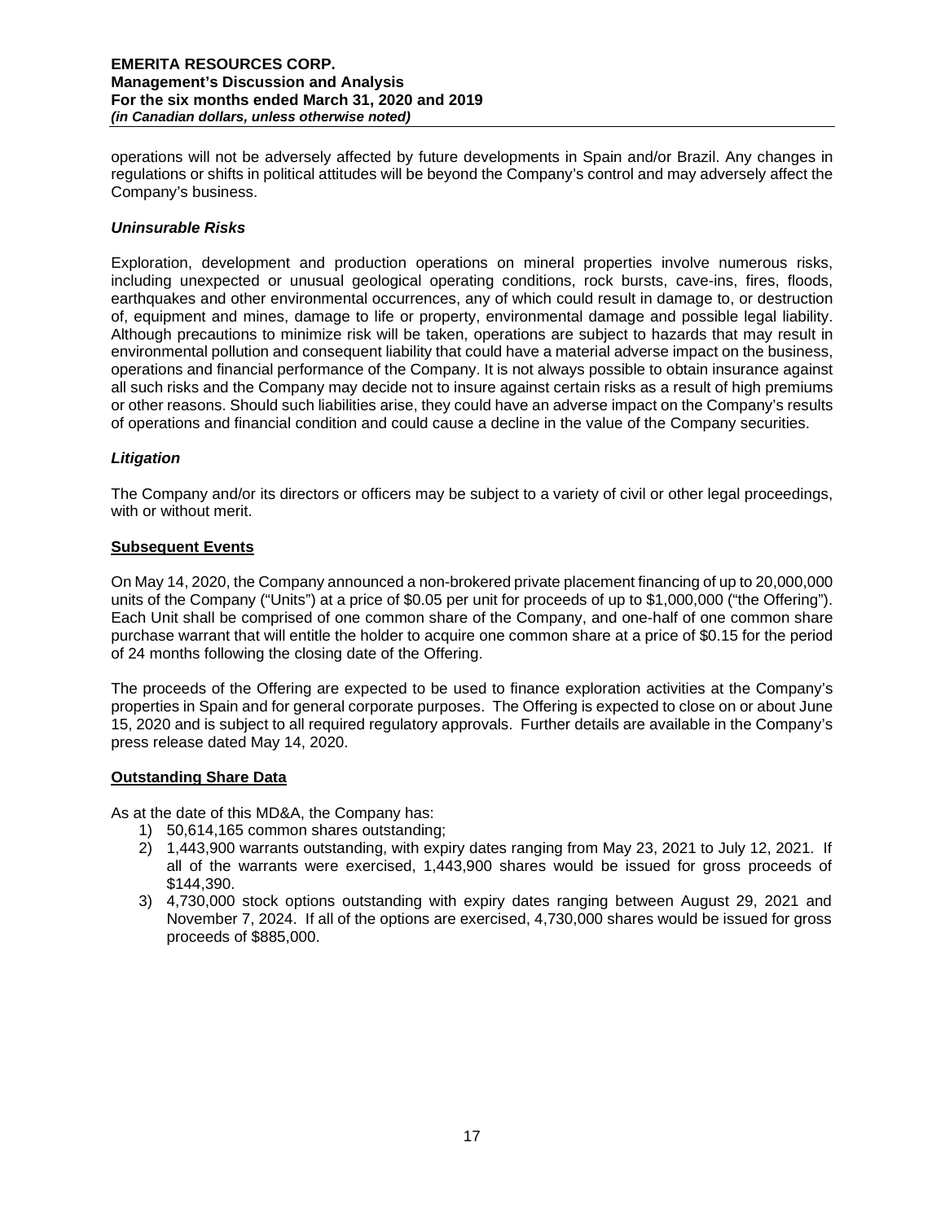operations will not be adversely affected by future developments in Spain and/or Brazil. Any changes in regulations or shifts in political attitudes will be beyond the Company's control and may adversely affect the Company's business.

### *Uninsurable Risks*

Exploration, development and production operations on mineral properties involve numerous risks, including unexpected or unusual geological operating conditions, rock bursts, cave-ins, fires, floods, earthquakes and other environmental occurrences, any of which could result in damage to, or destruction of, equipment and mines, damage to life or property, environmental damage and possible legal liability. Although precautions to minimize risk will be taken, operations are subject to hazards that may result in environmental pollution and consequent liability that could have a material adverse impact on the business, operations and financial performance of the Company. It is not always possible to obtain insurance against all such risks and the Company may decide not to insure against certain risks as a result of high premiums or other reasons. Should such liabilities arise, they could have an adverse impact on the Company's results of operations and financial condition and could cause a decline in the value of the Company securities.

### *Litigation*

The Company and/or its directors or officers may be subject to a variety of civil or other legal proceedings, with or without merit.

## Subsequent Events

On May 14, 2020, the Company announced a non-brokered private placement financing of up to 20,000,000 units of the Company ("Units") at a price of \$0.05 per unit for proceeds of up to \$1,000,000 ("the Offering"). Each Unit shall be comprised of one common share of the Company, and one-half of one common share purchase warrant that will entitle the holder to acquire one common share at a price of \$0.15 for the period of 24 months following the closing date of the Offering.

The proceeds of the Offering are expected to be used to finance exploration activities at the Company's properties in Spain and for general corporate purposes. The Offering is expected to close on or about June 15, 2020 and is subject to all required regulatory approvals. Further details are available in the Company's press release dated May 14, 2020.

## Outstanding Share Data

As at the date of this MD&A, the Company has:

1) 50,614,165 common shares outstanding;
2) 1,443,900 warrants outstanding, with expiry dates ranging from May 23, 2021 to July 12, 2021. If all of the warrants were exercised, 1,443,900 shares would be issued for gross proceeds of \$144,390.
3) 4,730,000 stock options outstanding with expiry dates ranging between August 29, 2021 and November 7, 2024. If all of the options are exercised, 4,730,000 shares would be issued for gross proceeds of \$885,000.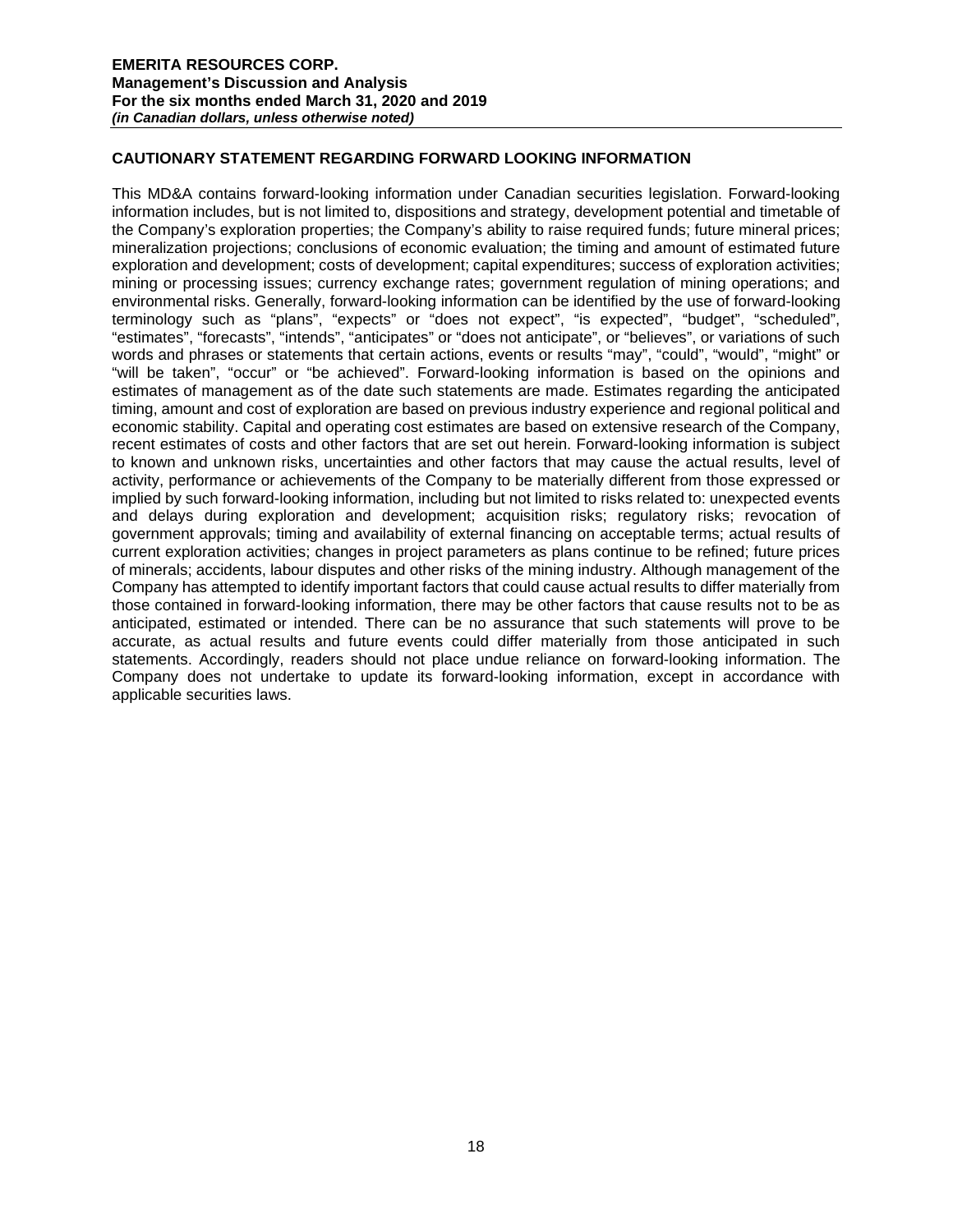## CAUTIONARY STATEMENT REGARDING FORWARD LOOKING INFORMATION

This MD&A contains forward-looking information under Canadian securities legislation. Forward-looking information includes, but is not limited to, dispositions and strategy, development potential and timetable of the Company's exploration properties; the Company's ability to raise required funds; future mineral prices; mineralization projections; conclusions of economic evaluation; the timing and amount of estimated future exploration and development; costs of development; capital expenditures; success of exploration activities; mining or processing issues; currency exchange rates; government regulation of mining operations; and environmental risks. Generally, forward-looking information can be identified by the use of forward-looking terminology such as "plans", "expects" or "does not expect", "is expected", "budget", "scheduled", "estimates", "forecasts", "intends", "anticipates" or "does not anticipate", or "believes", or variations of such words and phrases or statements that certain actions, events or results "may", "could", "would", "might" or "will be taken", "occur" or "be achieved". Forward-looking information is based on the opinions and estimates of management as of the date such statements are made. Estimates regarding the anticipated timing, amount and cost of exploration are based on previous industry experience and regional political and economic stability. Capital and operating cost estimates are based on extensive research of the Company, recent estimates of costs and other factors that are set out herein. Forward-looking information is subject to known and unknown risks, uncertainties and other factors that may cause the actual results, level of activity, performance or achievements of the Company to be materially different from those expressed or implied by such forward-looking information, including but not limited to risks related to: unexpected events and delays during exploration and development; acquisition risks; regulatory risks; revocation of government approvals; timing and availability of external financing on acceptable terms; actual results of current exploration activities; changes in project parameters as plans continue to be refined; future prices of minerals; accidents, labour disputes and other risks of the mining industry. Although management of the Company has attempted to identify important factors that could cause actual results to differ materially from those contained in forward-looking information, there may be other factors that cause results not to be as anticipated, estimated or intended. There can be no assurance that such statements will prove to be accurate, as actual results and future events could differ materially from those anticipated in such statements. Accordingly, readers should not place undue reliance on forward-looking information. The Company does not undertake to update its forward-looking information, except in accordance with applicable securities laws.